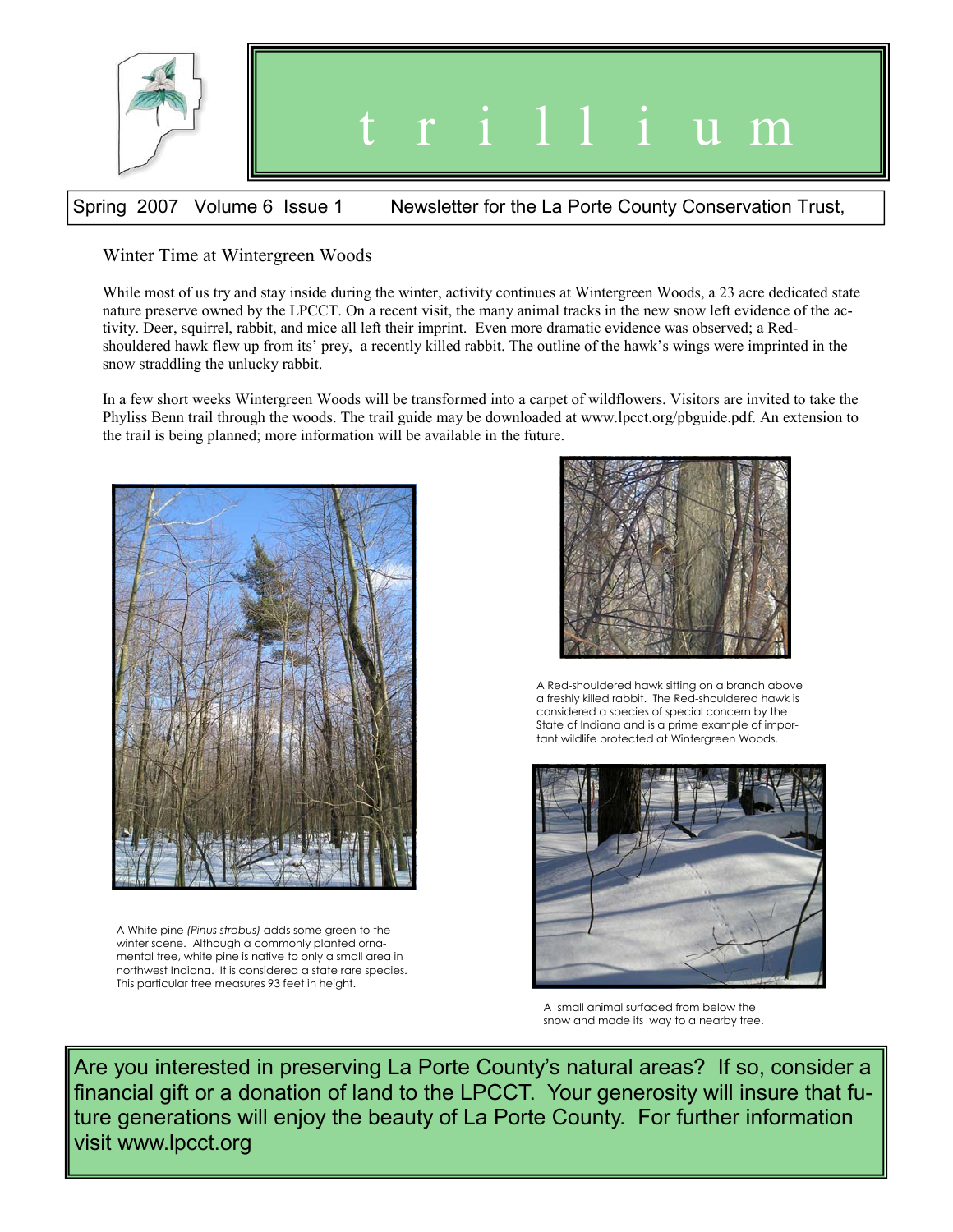# t r i l l i u m

Spring 2007 Volume 6 Issue 1 Newsletter for the La Porte County Conservation Trust,

## Winter Time at Wintergreen Woods

While most of us try and stay inside during the winter, activity continues at Wintergreen Woods, a 23 acre dedicated state nature preserve owned by the LPCCT. On a recent visit, the many animal tracks in the new snow left evidence of the activity. Deer, squirrel, rabbit, and mice all left their imprint. Even more dramatic evidence was observed; a Red-shouldered hawk flew up from its' prey, a recently killed rabbit. The outline of the hawk's wings were imprinted in the snow straddling the unlucky rabbit.

In a few short weeks Wintergreen Woods will be transformed into a carpet of wildflowers. Visitors are invited to take the Phyliss Benn trail through the woods. The trail guide may be downloaded at www.lpcct.org/pbguide.pdf. An extension to the trail is being planned; more information will be available in the future.

A White pine *(Pinus strobus)* adds some green to the winter scene. Although a commonly planted ornamental tree, white pine is native to only a small area in northwest Indiana. It is considered a state rare species. This particular tree measures 93 feet in height.

A Red-shouldered hawk sitting on a branch above a freshly killed rabbit. The Red-shouldered hawk is considered a species of special concern by the State of Indiana and is a prime example of important wildlife protected at Wintergreen Woods.

A small animal surfaced from below the snow and made its way to a nearby tree.

Are you interested in preserving La Porte County's natural areas? If so, consider a financial gift or a donation of land to the LPCCT. Your generosity will insure that future generations will enjoy the beauty of La Porte County. For further information visit www.lpcct.org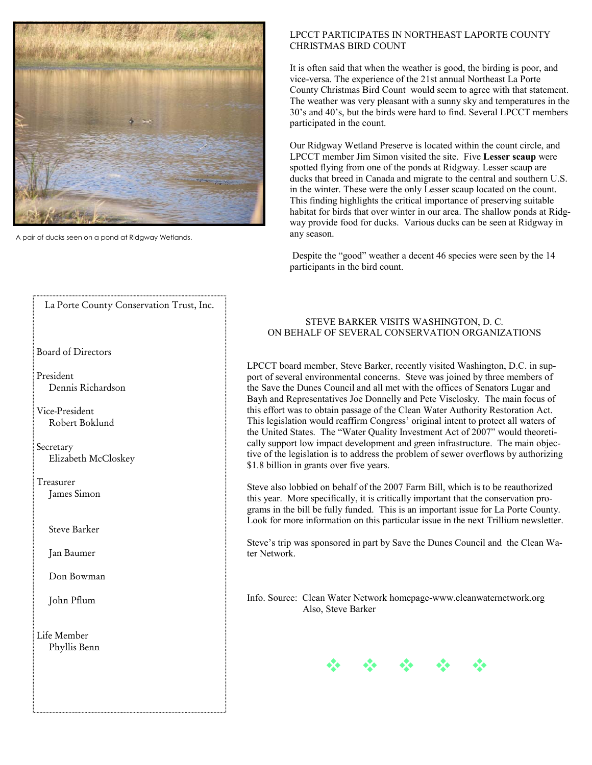A pair of ducks seen on a pond at Ridgway Wetlands.

## LPCCT PARTICIPATES IN NORTHEAST LAPORTE COUNTY CHRISTMAS BIRD COUNT

It is often said that when the weather is good, the birding is poor, and vice-versa. The experience of the 21st annual Northeast La Porte County Christmas Bird Count would seem to agree with that statement. The weather was very pleasant with a sunny sky and temperatures in the 30's and 40's, but the birds were hard to find. Several LPCCT members participated in the count.

Our Ridgway Wetland Preserve is located within the count circle, and LPCCT member Jim Simon visited the site. Five **Lesser scaup** were spotted flying from one of the ponds at Ridgway. Lesser scaup are ducks that breed in Canada and migrate to the central and southern U.S. in the winter. These were the only Lesser scaup located on the count. This finding highlights the critical importance of preserving suitable habitat for birds that over winter in our area. The shallow ponds at Ridgway provide food for ducks. Various ducks can be seen at Ridgway in any season.

Despite the "good" weather a decent 46 species were seen by the 14 participants in the bird count.

La Porte County Conservation Trust, Inc.

Board of Directors

President
Dennis Richardson

Vice-President
Robert Boklund

Secretary
Elizabeth McCloskey

Treasurer
James Simon

Steve Barker

Jan Baumer

Don Bowman

John Pflum

Life Member
Phyllis Benn

## STEVE BARKER VISITS WASHINGTON, D. C. ON BEHALF OF SEVERAL CONSERVATION ORGANIZATIONS

LPCCT board member, Steve Barker, recently visited Washington, D.C. in support of several environmental concerns. Steve was joined by three members of the Save the Dunes Council and all met with the offices of Senators Lugar and Bayh and Representatives Joe Donnelly and Pete Visclosky. The main focus of this effort was to obtain passage of the Clean Water Authority Restoration Act. This legislation would reaffirm Congress' original intent to protect all waters of the United States. The "Water Quality Investment Act of 2007" would theoretically support low impact development and green infrastructure. The main objective of the legislation is to address the problem of sewer overflows by authorizing $1.8 billion in grants over five years.

Steve also lobbied on behalf of the 2007 Farm Bill, which is to be reauthorized this year. More specifically, it is critically important that the conservation programs in the bill be fully funded. This is an important issue for La Porte County. Look for more information on this particular issue in the next Trillium newsletter.

Steve's trip was sponsored in part by Save the Dunes Council and the Clean Water Network.

Info. Source: Clean Water Network homepage-www.cleanwaternetwork.org
Also, Steve Barker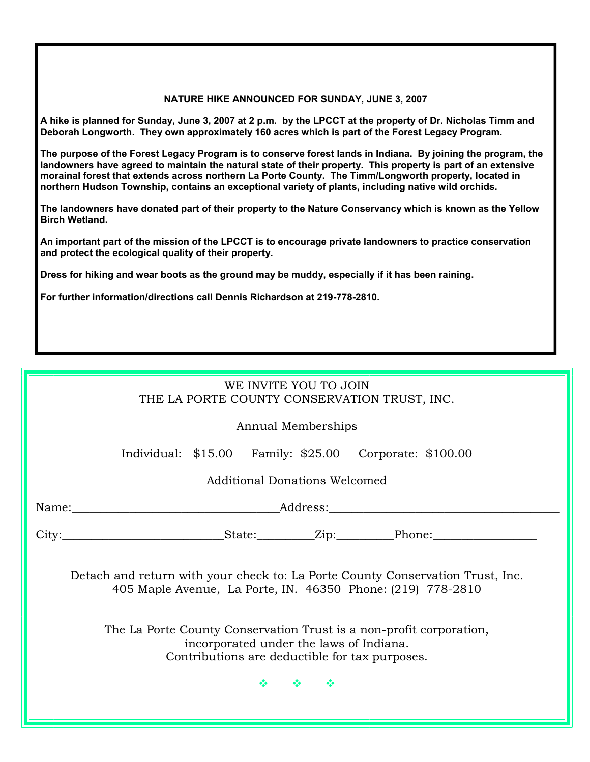**NATURE HIKE ANNOUNCED FOR SUNDAY, JUNE 3, 2007**

**A hike is planned for Sunday, June 3, 2007 at 2 p.m. by the LPCCT at the property of Dr. Nicholas Timm and Deborah Longworth. They own approximately 160 acres which is part of the Forest Legacy Program.**

**The purpose of the Forest Legacy Program is to conserve forest lands in Indiana. By joining the program, the landowners have agreed to maintain the natural state of their property. This property is part of an extensive morainal forest that extends across northern La Porte County. The Timm/Longworth property, located in northern Hudson Township, contains an exceptional variety of plants, including native wild orchids.**

**The landowners have donated part of their property to the Nature Conservancy which is known as the Yellow Birch Wetland.**

**An important part of the mission of the LPCCT is to encourage private landowners to practice conservation and protect the ecological quality of their property.**

**Dress for hiking and wear boots as the ground may be muddy, especially if it has been raining.**

**For further information/directions call Dennis Richardson at 219-778-2810.**

WE INVITE YOU TO JOIN
THE LA PORTE COUNTY CONSERVATION TRUST, INC.

Annual Memberships

Individual: $15.00 Family: $25.00 Corporate: $100.00

Additional Donations Welcomed

Name:__________________________________Address:______________________________________

City:__________________________State:_________Zip:_________Phone:_________________

Detach and return with your check to: La Porte County Conservation Trust, Inc.
405 Maple Avenue, La Porte, IN. 46350 Phone: (219) 778-2810

The La Porte County Conservation Trust is a non-profit corporation,
incorporated under the laws of Indiana.
Contributions are deductible for tax purposes.

❖ ❖ ❖